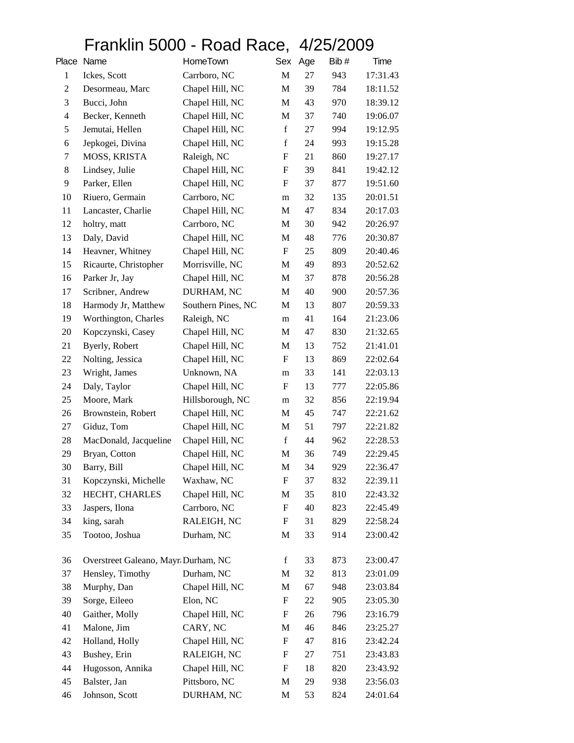# Franklin 5000 - Road Race, 4/25/2009

| Place | Name | HomeTown | Sex | Age | Bib # | Time |
|---|---|---|---|---|---|---|
| 1 | Ickes, Scott | Carrboro, NC | M | 27 | 943 | 17:31.43 |
| 2 | Desormeau, Marc | Chapel Hill, NC | M | 39 | 784 | 18:11.52 |
| 3 | Bucci, John | Chapel Hill, NC | M | 43 | 970 | 18:39.12 |
| 4 | Becker, Kenneth | Chapel Hill, NC | M | 37 | 740 | 19:06.07 |
| 5 | Jemutai, Hellen | Chapel Hill, NC | f | 27 | 994 | 19:12.95 |
| 6 | Jepkogei, Divina | Chapel Hill, NC | f | 24 | 993 | 19:15.28 |
| 7 | MOSS, KRISTA | Raleigh, NC | F | 21 | 860 | 19:27.17 |
| 8 | Lindsey, Julie | Chapel Hill, NC | F | 39 | 841 | 19:42.12 |
| 9 | Parker, Ellen | Chapel Hill, NC | F | 37 | 877 | 19:51.60 |
| 10 | Riuero, Germain | Carrboro, NC | m | 32 | 135 | 20:01.51 |
| 11 | Lancaster, Charlie | Chapel Hill, NC | M | 47 | 834 | 20:17.03 |
| 12 | holtry, matt | Carrboro, NC | M | 30 | 942 | 20:26.97 |
| 13 | Daly, David | Chapel Hill, NC | M | 48 | 776 | 20:30.87 |
| 14 | Heavner, Whitney | Chapel Hill, NC | F | 25 | 809 | 20:40.46 |
| 15 | Ricaurte, Christopher | Morrisville, NC | M | 49 | 893 | 20:52.62 |
| 16 | Parker Jr, Jay | Chapel Hill, NC | M | 37 | 878 | 20:56.28 |
| 17 | Scribner, Andrew | DURHAM, NC | M | 40 | 900 | 20:57.36 |
| 18 | Harmody Jr, Matthew | Southern Pines, NC | M | 13 | 807 | 20:59.33 |
| 19 | Worthington, Charles | Raleigh, NC | m | 41 | 164 | 21:23.06 |
| 20 | Kopczynski, Casey | Chapel Hill, NC | M | 47 | 830 | 21:32.65 |
| 21 | Byerly, Robert | Chapel Hill, NC | M | 13 | 752 | 21:41.01 |
| 22 | Nolting, Jessica | Chapel Hill, NC | F | 13 | 869 | 22:02.64 |
| 23 | Wright, James | Unknown, NA | m | 33 | 141 | 22:03.13 |
| 24 | Daly, Taylor | Chapel Hill, NC | F | 13 | 777 | 22:05.86 |
| 25 | Moore, Mark | Hillsborough, NC | m | 32 | 856 | 22:19.94 |
| 26 | Brownstein, Robert | Chapel Hill, NC | M | 45 | 747 | 22:21.62 |
| 27 | Giduz, Tom | Chapel Hill, NC | M | 51 | 797 | 22:21.82 |
| 28 | MacDonald, Jacqueline | Chapel Hill, NC | f | 44 | 962 | 22:28.53 |
| 29 | Bryan, Cotton | Chapel Hill, NC | M | 36 | 749 | 22:29.45 |
| 30 | Barry, Bill | Chapel Hill, NC | M | 34 | 929 | 22:36.47 |
| 31 | Kopczynski, Michelle | Waxhaw, NC | F | 37 | 832 | 22:39.11 |
| 32 | HECHT, CHARLES | Chapel Hill, NC | M | 35 | 810 | 22:43.32 |
| 33 | Jaspers, Ilona | Carrboro, NC | F | 40 | 823 | 22:45.49 |
| 34 | king, sarah | RALEIGH, NC | F | 31 | 829 | 22:58.24 |
| 35 | Tootoo, Joshua | Durham, NC | M | 33 | 914 | 23:00.42 |
| 36 | Overstreet Galeano, Mayr | Durham, NC | f | 33 | 873 | 23:00.47 |
| 37 | Hensley, Timothy | Durham, NC | M | 32 | 813 | 23:01.09 |
| 38 | Murphy, Dan | Chapel Hill, NC | M | 67 | 948 | 23:03.84 |
| 39 | Sorge, Eileeo | Elon, NC | F | 22 | 905 | 23:05.30 |
| 40 | Gaither, Molly | Chapel Hill, NC | F | 26 | 796 | 23:16.79 |
| 41 | Malone, Jim | CARY, NC | M | 46 | 846 | 23:25.27 |
| 42 | Holland, Holly | Chapel Hill, NC | F | 47 | 816 | 23:42.24 |
| 43 | Bushey, Erin | RALEIGH, NC | F | 27 | 751 | 23:43.83 |
| 44 | Hugosson, Annika | Chapel Hill, NC | F | 18 | 820 | 23:43.92 |
| 45 | Balster, Jan | Pittsboro, NC | M | 29 | 938 | 23:56.03 |
| 46 | Johnson, Scott | DURHAM, NC | M | 53 | 824 | 24:01.64 |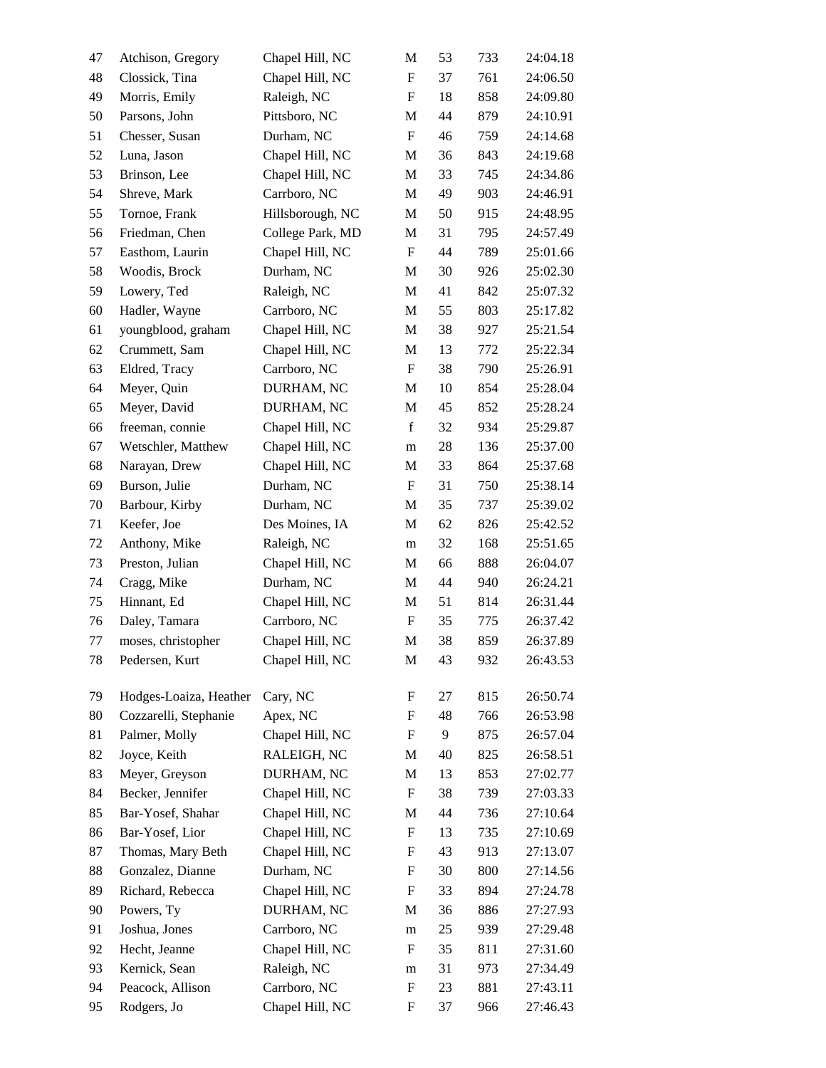| | | | | | | |
|---|---|---|---|---|---|---|
| 47 | Atchison, Gregory | Chapel Hill, NC | M | 53 | 733 | 24:04.18 |
| 48 | Clossick, Tina | Chapel Hill, NC | F | 37 | 761 | 24:06.50 |
| 49 | Morris, Emily | Raleigh, NC | F | 18 | 858 | 24:09.80 |
| 50 | Parsons, John | Pittsboro, NC | M | 44 | 879 | 24:10.91 |
| 51 | Chesser, Susan | Durham, NC | F | 46 | 759 | 24:14.68 |
| 52 | Luna, Jason | Chapel Hill, NC | M | 36 | 843 | 24:19.68 |
| 53 | Brinson, Lee | Chapel Hill, NC | M | 33 | 745 | 24:34.86 |
| 54 | Shreve, Mark | Carrboro, NC | M | 49 | 903 | 24:46.91 |
| 55 | Tornoe, Frank | Hillsborough, NC | M | 50 | 915 | 24:48.95 |
| 56 | Friedman, Chen | College Park, MD | M | 31 | 795 | 24:57.49 |
| 57 | Easthom, Laurin | Chapel Hill, NC | F | 44 | 789 | 25:01.66 |
| 58 | Woodis, Brock | Durham, NC | M | 30 | 926 | 25:02.30 |
| 59 | Lowery, Ted | Raleigh, NC | M | 41 | 842 | 25:07.32 |
| 60 | Hadler, Wayne | Carrboro, NC | M | 55 | 803 | 25:17.82 |
| 61 | youngblood, graham | Chapel Hill, NC | M | 38 | 927 | 25:21.54 |
| 62 | Crummett, Sam | Chapel Hill, NC | M | 13 | 772 | 25:22.34 |
| 63 | Eldred, Tracy | Carrboro, NC | F | 38 | 790 | 25:26.91 |
| 64 | Meyer, Quin | DURHAM, NC | M | 10 | 854 | 25:28.04 |
| 65 | Meyer, David | DURHAM, NC | M | 45 | 852 | 25:28.24 |
| 66 | freeman, connie | Chapel Hill, NC | f | 32 | 934 | 25:29.87 |
| 67 | Wetschler, Matthew | Chapel Hill, NC | m | 28 | 136 | 25:37.00 |
| 68 | Narayan, Drew | Chapel Hill, NC | M | 33 | 864 | 25:37.68 |
| 69 | Burson, Julie | Durham, NC | F | 31 | 750 | 25:38.14 |
| 70 | Barbour, Kirby | Durham, NC | M | 35 | 737 | 25:39.02 |
| 71 | Keefer, Joe | Des Moines, IA | M | 62 | 826 | 25:42.52 |
| 72 | Anthony, Mike | Raleigh, NC | m | 32 | 168 | 25:51.65 |
| 73 | Preston, Julian | Chapel Hill, NC | M | 66 | 888 | 26:04.07 |
| 74 | Cragg, Mike | Durham, NC | M | 44 | 940 | 26:24.21 |
| 75 | Hinnant, Ed | Chapel Hill, NC | M | 51 | 814 | 26:31.44 |
| 76 | Daley, Tamara | Carrboro, NC | F | 35 | 775 | 26:37.42 |
| 77 | moses, christopher | Chapel Hill, NC | M | 38 | 859 | 26:37.89 |
| 78 | Pedersen, Kurt | Chapel Hill, NC | M | 43 | 932 | 26:43.53 |
| 79 | Hodges-Loaiza, Heather | Cary, NC | F | 27 | 815 | 26:50.74 |
| 80 | Cozzarelli, Stephanie | Apex, NC | F | 48 | 766 | 26:53.98 |
| 81 | Palmer, Molly | Chapel Hill, NC | F | 9 | 875 | 26:57.04 |
| 82 | Joyce, Keith | RALEIGH, NC | M | 40 | 825 | 26:58.51 |
| 83 | Meyer, Greyson | DURHAM, NC | M | 13 | 853 | 27:02.77 |
| 84 | Becker, Jennifer | Chapel Hill, NC | F | 38 | 739 | 27:03.33 |
| 85 | Bar-Yosef, Shahar | Chapel Hill, NC | M | 44 | 736 | 27:10.64 |
| 86 | Bar-Yosef, Lior | Chapel Hill, NC | F | 13 | 735 | 27:10.69 |
| 87 | Thomas, Mary Beth | Chapel Hill, NC | F | 43 | 913 | 27:13.07 |
| 88 | Gonzalez, Dianne | Durham, NC | F | 30 | 800 | 27:14.56 |
| 89 | Richard, Rebecca | Chapel Hill, NC | F | 33 | 894 | 27:24.78 |
| 90 | Powers, Ty | DURHAM, NC | M | 36 | 886 | 27:27.93 |
| 91 | Joshua, Jones | Carrboro, NC | m | 25 | 939 | 27:29.48 |
| 92 | Hecht, Jeanne | Chapel Hill, NC | F | 35 | 811 | 27:31.60 |
| 93 | Kernick, Sean | Raleigh, NC | m | 31 | 973 | 27:34.49 |
| 94 | Peacock, Allison | Carrboro, NC | F | 23 | 881 | 27:43.11 |
| 95 | Rodgers, Jo | Chapel Hill, NC | F | 37 | 966 | 27:46.43 |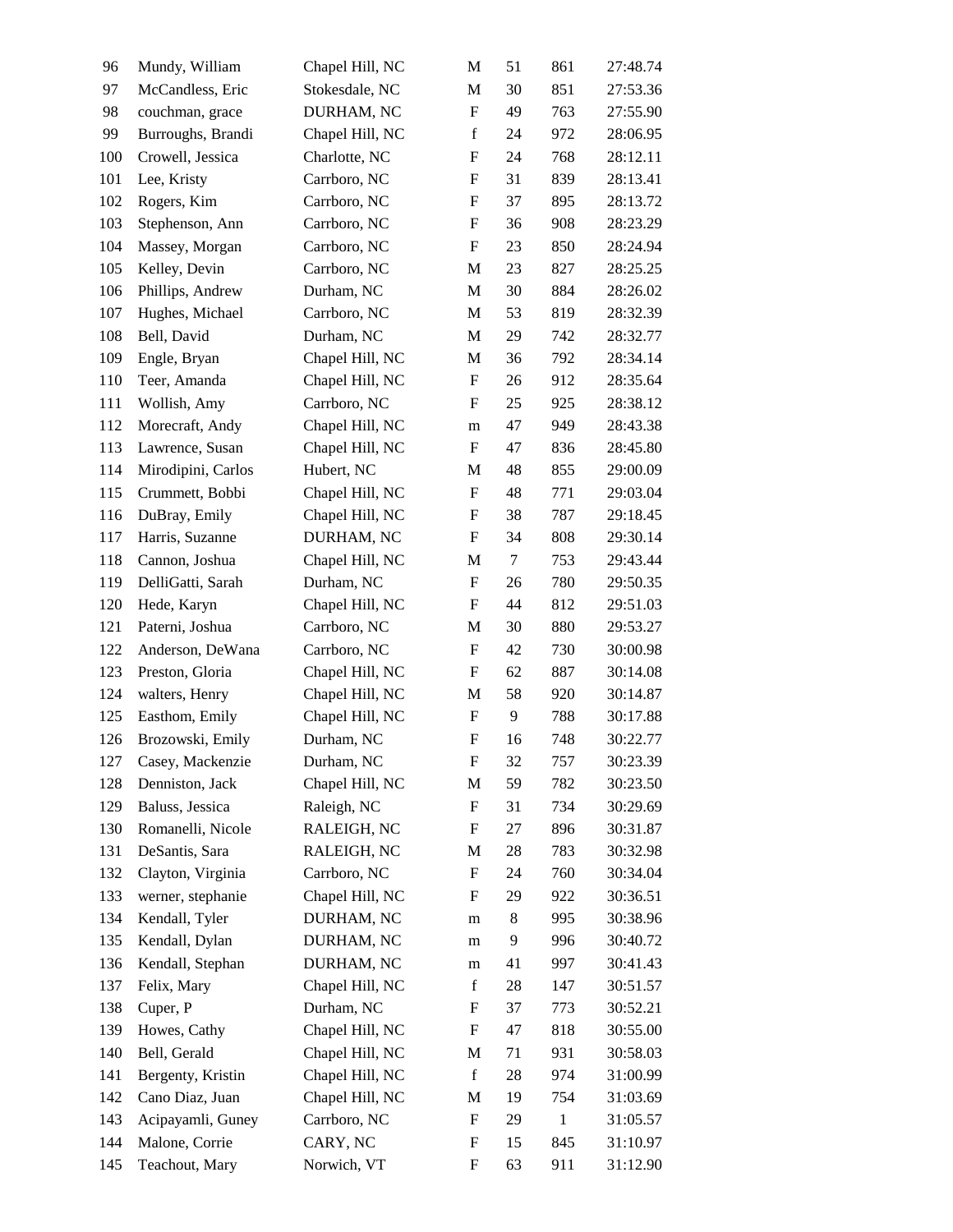| | | | | | | |
|---|---|---|---|---|---|---|
| 96 | Mundy, William | Chapel Hill, NC | M | 51 | 861 | 27:48.74 |
| 97 | McCandless, Eric | Stokesdale, NC | M | 30 | 851 | 27:53.36 |
| 98 | couchman, grace | DURHAM, NC | F | 49 | 763 | 27:55.90 |
| 99 | Burroughs, Brandi | Chapel Hill, NC | f | 24 | 972 | 28:06.95 |
| 100 | Crowell, Jessica | Charlotte, NC | F | 24 | 768 | 28:12.11 |
| 101 | Lee, Kristy | Carrboro, NC | F | 31 | 839 | 28:13.41 |
| 102 | Rogers, Kim | Carrboro, NC | F | 37 | 895 | 28:13.72 |
| 103 | Stephenson, Ann | Carrboro, NC | F | 36 | 908 | 28:23.29 |
| 104 | Massey, Morgan | Carrboro, NC | F | 23 | 850 | 28:24.94 |
| 105 | Kelley, Devin | Carrboro, NC | M | 23 | 827 | 28:25.25 |
| 106 | Phillips, Andrew | Durham, NC | M | 30 | 884 | 28:26.02 |
| 107 | Hughes, Michael | Carrboro, NC | M | 53 | 819 | 28:32.39 |
| 108 | Bell, David | Durham, NC | M | 29 | 742 | 28:32.77 |
| 109 | Engle, Bryan | Chapel Hill, NC | M | 36 | 792 | 28:34.14 |
| 110 | Teer, Amanda | Chapel Hill, NC | F | 26 | 912 | 28:35.64 |
| 111 | Wollish, Amy | Carrboro, NC | F | 25 | 925 | 28:38.12 |
| 112 | Morecraft, Andy | Chapel Hill, NC | m | 47 | 949 | 28:43.38 |
| 113 | Lawrence, Susan | Chapel Hill, NC | F | 47 | 836 | 28:45.80 |
| 114 | Mirodipini, Carlos | Hubert, NC | M | 48 | 855 | 29:00.09 |
| 115 | Crummett, Bobbi | Chapel Hill, NC | F | 48 | 771 | 29:03.04 |
| 116 | DuBray, Emily | Chapel Hill, NC | F | 38 | 787 | 29:18.45 |
| 117 | Harris, Suzanne | DURHAM, NC | F | 34 | 808 | 29:30.14 |
| 118 | Cannon, Joshua | Chapel Hill, NC | M | 7 | 753 | 29:43.44 |
| 119 | DelliGatti, Sarah | Durham, NC | F | 26 | 780 | 29:50.35 |
| 120 | Hede, Karyn | Chapel Hill, NC | F | 44 | 812 | 29:51.03 |
| 121 | Paterni, Joshua | Carrboro, NC | M | 30 | 880 | 29:53.27 |
| 122 | Anderson, DeWana | Carrboro, NC | F | 42 | 730 | 30:00.98 |
| 123 | Preston, Gloria | Chapel Hill, NC | F | 62 | 887 | 30:14.08 |
| 124 | walters, Henry | Chapel Hill, NC | M | 58 | 920 | 30:14.87 |
| 125 | Easthom, Emily | Chapel Hill, NC | F | 9 | 788 | 30:17.88 |
| 126 | Brozowski, Emily | Durham, NC | F | 16 | 748 | 30:22.77 |
| 127 | Casey, Mackenzie | Durham, NC | F | 32 | 757 | 30:23.39 |
| 128 | Denniston, Jack | Chapel Hill, NC | M | 59 | 782 | 30:23.50 |
| 129 | Baluss, Jessica | Raleigh, NC | F | 31 | 734 | 30:29.69 |
| 130 | Romanelli, Nicole | RALEIGH, NC | F | 27 | 896 | 30:31.87 |
| 131 | DeSantis, Sara | RALEIGH, NC | M | 28 | 783 | 30:32.98 |
| 132 | Clayton, Virginia | Carrboro, NC | F | 24 | 760 | 30:34.04 |
| 133 | werner, stephanie | Chapel Hill, NC | F | 29 | 922 | 30:36.51 |
| 134 | Kendall, Tyler | DURHAM, NC | m | 8 | 995 | 30:38.96 |
| 135 | Kendall, Dylan | DURHAM, NC | m | 9 | 996 | 30:40.72 |
| 136 | Kendall, Stephan | DURHAM, NC | m | 41 | 997 | 30:41.43 |
| 137 | Felix, Mary | Chapel Hill, NC | f | 28 | 147 | 30:51.57 |
| 138 | Cuper, P | Durham, NC | F | 37 | 773 | 30:52.21 |
| 139 | Howes, Cathy | Chapel Hill, NC | F | 47 | 818 | 30:55.00 |
| 140 | Bell, Gerald | Chapel Hill, NC | M | 71 | 931 | 30:58.03 |
| 141 | Bergenty, Kristin | Chapel Hill, NC | f | 28 | 974 | 31:00.99 |
| 142 | Cano Diaz, Juan | Chapel Hill, NC | M | 19 | 754 | 31:03.69 |
| 143 | Acipayamli, Guney | Carrboro, NC | F | 29 | 1 | 31:05.57 |
| 144 | Malone, Corrie | CARY, NC | F | 15 | 845 | 31:10.97 |
| 145 | Teachout, Mary | Norwich, VT | F | 63 | 911 | 31:12.90 |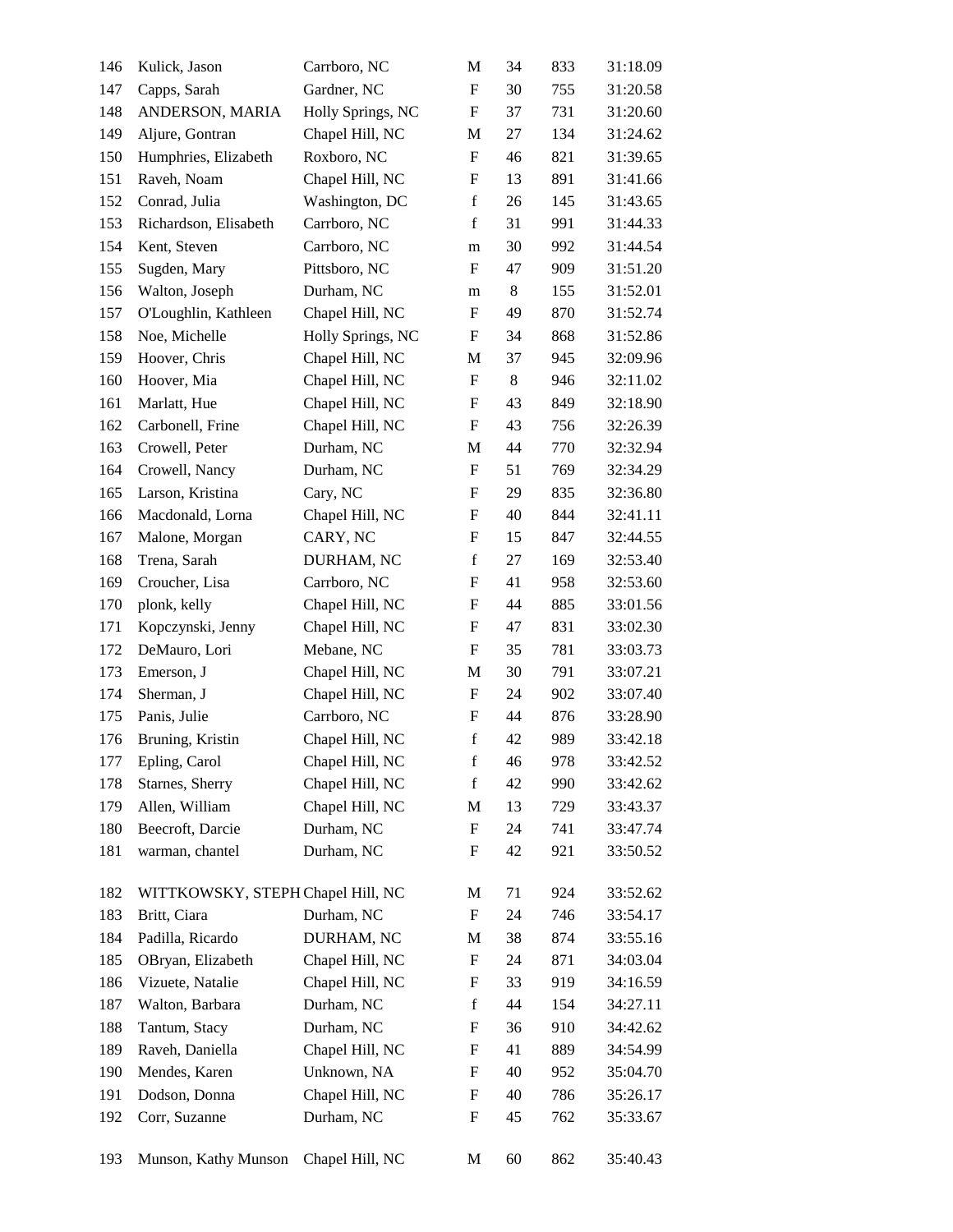| | | | | | | |
|---|---|---|---|---|---|---|
| 146 | Kulick, Jason | Carrboro, NC | M | 34 | 833 | 31:18.09 |
| 147 | Capps, Sarah | Gardner, NC | F | 30 | 755 | 31:20.58 |
| 148 | ANDERSON, MARIA | Holly Springs, NC | F | 37 | 731 | 31:20.60 |
| 149 | Aljure, Gontran | Chapel Hill, NC | M | 27 | 134 | 31:24.62 |
| 150 | Humphries, Elizabeth | Roxboro, NC | F | 46 | 821 | 31:39.65 |
| 151 | Raveh, Noam | Chapel Hill, NC | F | 13 | 891 | 31:41.66 |
| 152 | Conrad, Julia | Washington, DC | f | 26 | 145 | 31:43.65 |
| 153 | Richardson, Elisabeth | Carrboro, NC | f | 31 | 991 | 31:44.33 |
| 154 | Kent, Steven | Carrboro, NC | m | 30 | 992 | 31:44.54 |
| 155 | Sugden, Mary | Pittsboro, NC | F | 47 | 909 | 31:51.20 |
| 156 | Walton, Joseph | Durham, NC | m | 8 | 155 | 31:52.01 |
| 157 | O'Loughlin, Kathleen | Chapel Hill, NC | F | 49 | 870 | 31:52.74 |
| 158 | Noe, Michelle | Holly Springs, NC | F | 34 | 868 | 31:52.86 |
| 159 | Hoover, Chris | Chapel Hill, NC | M | 37 | 945 | 32:09.96 |
| 160 | Hoover, Mia | Chapel Hill, NC | F | 8 | 946 | 32:11.02 |
| 161 | Marlatt, Hue | Chapel Hill, NC | F | 43 | 849 | 32:18.90 |
| 162 | Carbonell, Frine | Chapel Hill, NC | F | 43 | 756 | 32:26.39 |
| 163 | Crowell, Peter | Durham, NC | M | 44 | 770 | 32:32.94 |
| 164 | Crowell, Nancy | Durham, NC | F | 51 | 769 | 32:34.29 |
| 165 | Larson, Kristina | Cary, NC | F | 29 | 835 | 32:36.80 |
| 166 | Macdonald, Lorna | Chapel Hill, NC | F | 40 | 844 | 32:41.11 |
| 167 | Malone, Morgan | CARY, NC | F | 15 | 847 | 32:44.55 |
| 168 | Trena, Sarah | DURHAM, NC | f | 27 | 169 | 32:53.40 |
| 169 | Croucher, Lisa | Carrboro, NC | F | 41 | 958 | 32:53.60 |
| 170 | plonk, kelly | Chapel Hill, NC | F | 44 | 885 | 33:01.56 |
| 171 | Kopczynski, Jenny | Chapel Hill, NC | F | 47 | 831 | 33:02.30 |
| 172 | DeMauro, Lori | Mebane, NC | F | 35 | 781 | 33:03.73 |
| 173 | Emerson, J | Chapel Hill, NC | M | 30 | 791 | 33:07.21 |
| 174 | Sherman, J | Chapel Hill, NC | F | 24 | 902 | 33:07.40 |
| 175 | Panis, Julie | Carrboro, NC | F | 44 | 876 | 33:28.90 |
| 176 | Bruning, Kristin | Chapel Hill, NC | f | 42 | 989 | 33:42.18 |
| 177 | Epling, Carol | Chapel Hill, NC | f | 46 | 978 | 33:42.52 |
| 178 | Starnes, Sherry | Chapel Hill, NC | f | 42 | 990 | 33:42.62 |
| 179 | Allen, William | Chapel Hill, NC | M | 13 | 729 | 33:43.37 |
| 180 | Beecroft, Darcie | Durham, NC | F | 24 | 741 | 33:47.74 |
| 181 | warman, chantel | Durham, NC | F | 42 | 921 | 33:50.52 |
| 182 | WITTKOWSKY, STEPH | Chapel Hill, NC | M | 71 | 924 | 33:52.62 |
| 183 | Britt, Ciara | Durham, NC | F | 24 | 746 | 33:54.17 |
| 184 | Padilla, Ricardo | DURHAM, NC | M | 38 | 874 | 33:55.16 |
| 185 | OBryan, Elizabeth | Chapel Hill, NC | F | 24 | 871 | 34:03.04 |
| 186 | Vizuete, Natalie | Chapel Hill, NC | F | 33 | 919 | 34:16.59 |
| 187 | Walton, Barbara | Durham, NC | f | 44 | 154 | 34:27.11 |
| 188 | Tantum, Stacy | Durham, NC | F | 36 | 910 | 34:42.62 |
| 189 | Raveh, Daniella | Chapel Hill, NC | F | 41 | 889 | 34:54.99 |
| 190 | Mendes, Karen | Unknown, NA | F | 40 | 952 | 35:04.70 |
| 191 | Dodson, Donna | Chapel Hill, NC | F | 40 | 786 | 35:26.17 |
| 192 | Corr, Suzanne | Durham, NC | F | 45 | 762 | 35:33.67 |
| 193 | Munson, Kathy Munson | Chapel Hill, NC | M | 60 | 862 | 35:40.43 |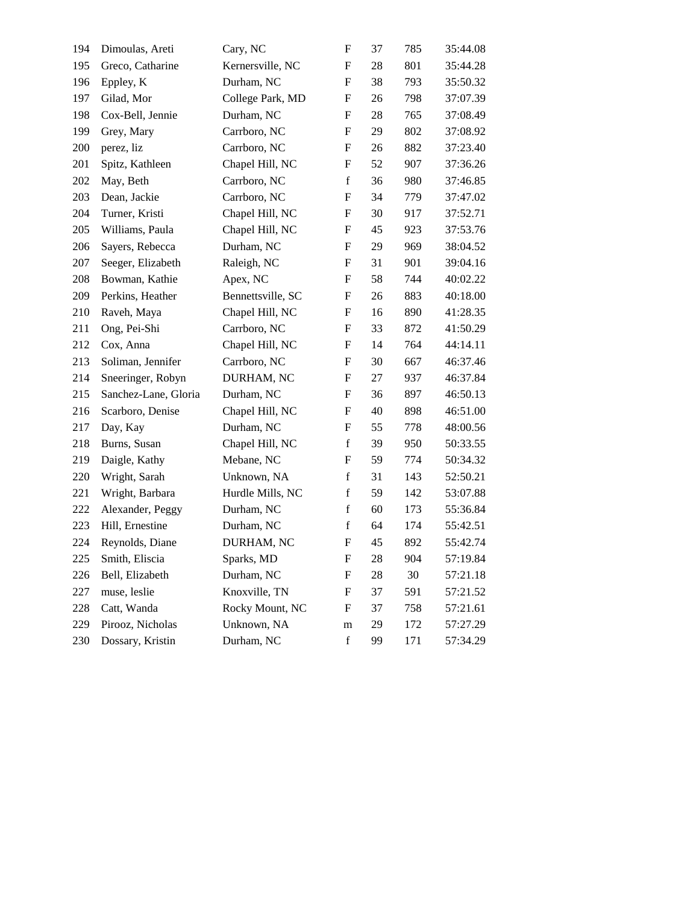| | | | | | | |
|---|---|---|---|---|---|---|
| 194 | Dimoulas, Areti | Cary, NC | F | 37 | 785 | 35:44.08 |
| 195 | Greco, Catharine | Kernersville, NC | F | 28 | 801 | 35:44.28 |
| 196 | Eppley, K | Durham, NC | F | 38 | 793 | 35:50.32 |
| 197 | Gilad, Mor | College Park, MD | F | 26 | 798 | 37:07.39 |
| 198 | Cox-Bell, Jennie | Durham, NC | F | 28 | 765 | 37:08.49 |
| 199 | Grey, Mary | Carrboro, NC | F | 29 | 802 | 37:08.92 |
| 200 | perez, liz | Carrboro, NC | F | 26 | 882 | 37:23.40 |
| 201 | Spitz, Kathleen | Chapel Hill, NC | F | 52 | 907 | 37:36.26 |
| 202 | May, Beth | Carrboro, NC | f | 36 | 980 | 37:46.85 |
| 203 | Dean, Jackie | Carrboro, NC | F | 34 | 779 | 37:47.02 |
| 204 | Turner, Kristi | Chapel Hill, NC | F | 30 | 917 | 37:52.71 |
| 205 | Williams, Paula | Chapel Hill, NC | F | 45 | 923 | 37:53.76 |
| 206 | Sayers, Rebecca | Durham, NC | F | 29 | 969 | 38:04.52 |
| 207 | Seeger, Elizabeth | Raleigh, NC | F | 31 | 901 | 39:04.16 |
| 208 | Bowman, Kathie | Apex, NC | F | 58 | 744 | 40:02.22 |
| 209 | Perkins, Heather | Bennettsville, SC | F | 26 | 883 | 40:18.00 |
| 210 | Raveh, Maya | Chapel Hill, NC | F | 16 | 890 | 41:28.35 |
| 211 | Ong, Pei-Shi | Carrboro, NC | F | 33 | 872 | 41:50.29 |
| 212 | Cox, Anna | Chapel Hill, NC | F | 14 | 764 | 44:14.11 |
| 213 | Soliman, Jennifer | Carrboro, NC | F | 30 | 667 | 46:37.46 |
| 214 | Sneeringer, Robyn | DURHAM, NC | F | 27 | 937 | 46:37.84 |
| 215 | Sanchez-Lane, Gloria | Durham, NC | F | 36 | 897 | 46:50.13 |
| 216 | Scarboro, Denise | Chapel Hill, NC | F | 40 | 898 | 46:51.00 |
| 217 | Day, Kay | Durham, NC | F | 55 | 778 | 48:00.56 |
| 218 | Burns, Susan | Chapel Hill, NC | f | 39 | 950 | 50:33.55 |
| 219 | Daigle, Kathy | Mebane, NC | F | 59 | 774 | 50:34.32 |
| 220 | Wright, Sarah | Unknown, NA | f | 31 | 143 | 52:50.21 |
| 221 | Wright, Barbara | Hurdle Mills, NC | f | 59 | 142 | 53:07.88 |
| 222 | Alexander, Peggy | Durham, NC | f | 60 | 173 | 55:36.84 |
| 223 | Hill, Ernestine | Durham, NC | f | 64 | 174 | 55:42.51 |
| 224 | Reynolds, Diane | DURHAM, NC | F | 45 | 892 | 55:42.74 |
| 225 | Smith, Eliscia | Sparks, MD | F | 28 | 904 | 57:19.84 |
| 226 | Bell, Elizabeth | Durham, NC | F | 28 | 30 | 57:21.18 |
| 227 | muse, leslie | Knoxville, TN | F | 37 | 591 | 57:21.52 |
| 228 | Catt, Wanda | Rocky Mount, NC | F | 37 | 758 | 57:21.61 |
| 229 | Pirooz, Nicholas | Unknown, NA | m | 29 | 172 | 57:27.29 |
| 230 | Dossary, Kristin | Durham, NC | f | 99 | 171 | 57:34.29 |